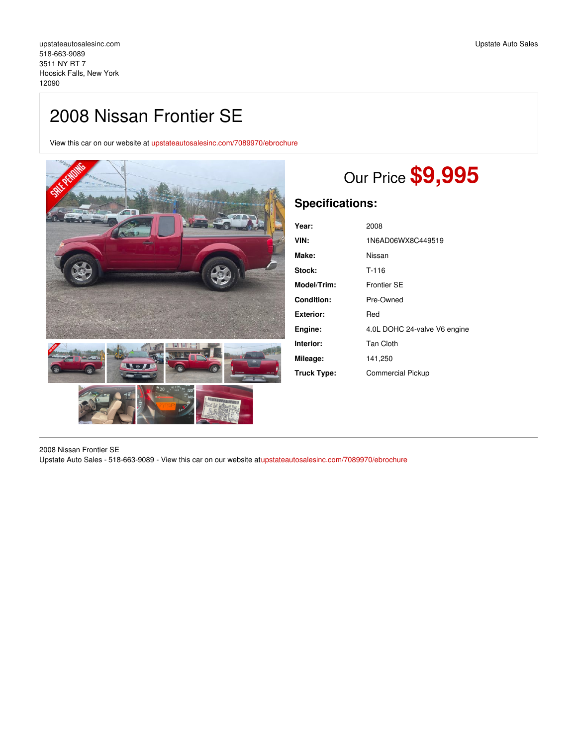upstateautosalesinc.com
518-663-9089
3511 NY RT 7
Hoosick Falls, New York
12090

Upstate Auto Sales

# 2008 Nissan Frontier SE

View this car on our website at upstateautosalesinc.com/7089970/ebrochure

Our Price **$9,995**

## Specifications:

| | |
|---|---|
| **Year:** | 2008 |
| **VIN:** | 1N6AD06WX8C449519 |
| **Make:** | Nissan |
| **Stock:** | T-116 |
| **Model/Trim:** | Frontier SE |
| **Condition:** | Pre-Owned |
| **Exterior:** | Red |
| **Engine:** | 4.0L DOHC 24-valve V6 engine |
| **Interior:** | Tan Cloth |
| **Mileage:** | 141,250 |
| **Truck Type:** | Commercial Pickup |

2008 Nissan Frontier SE
Upstate Auto Sales - 518-663-9089 - View this car on our website atupstateautosalesinc.com/7089970/ebrochure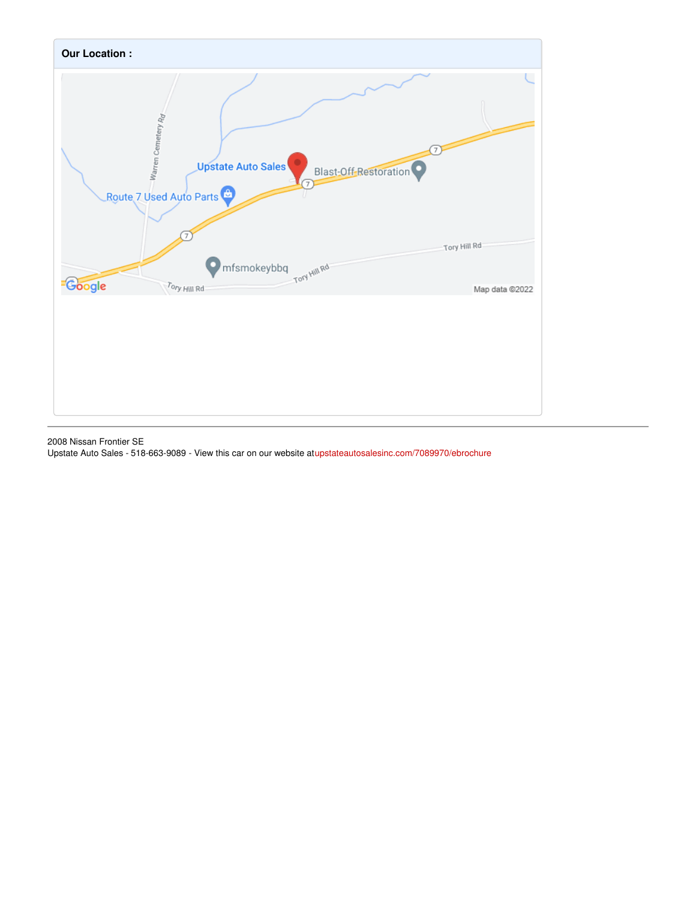**Our Location :**

2008 Nissan Frontier SE

Upstate Auto Sales - 518-663-9089 - View this car on our website atupstateautosalesinc.com/7089970/ebrochure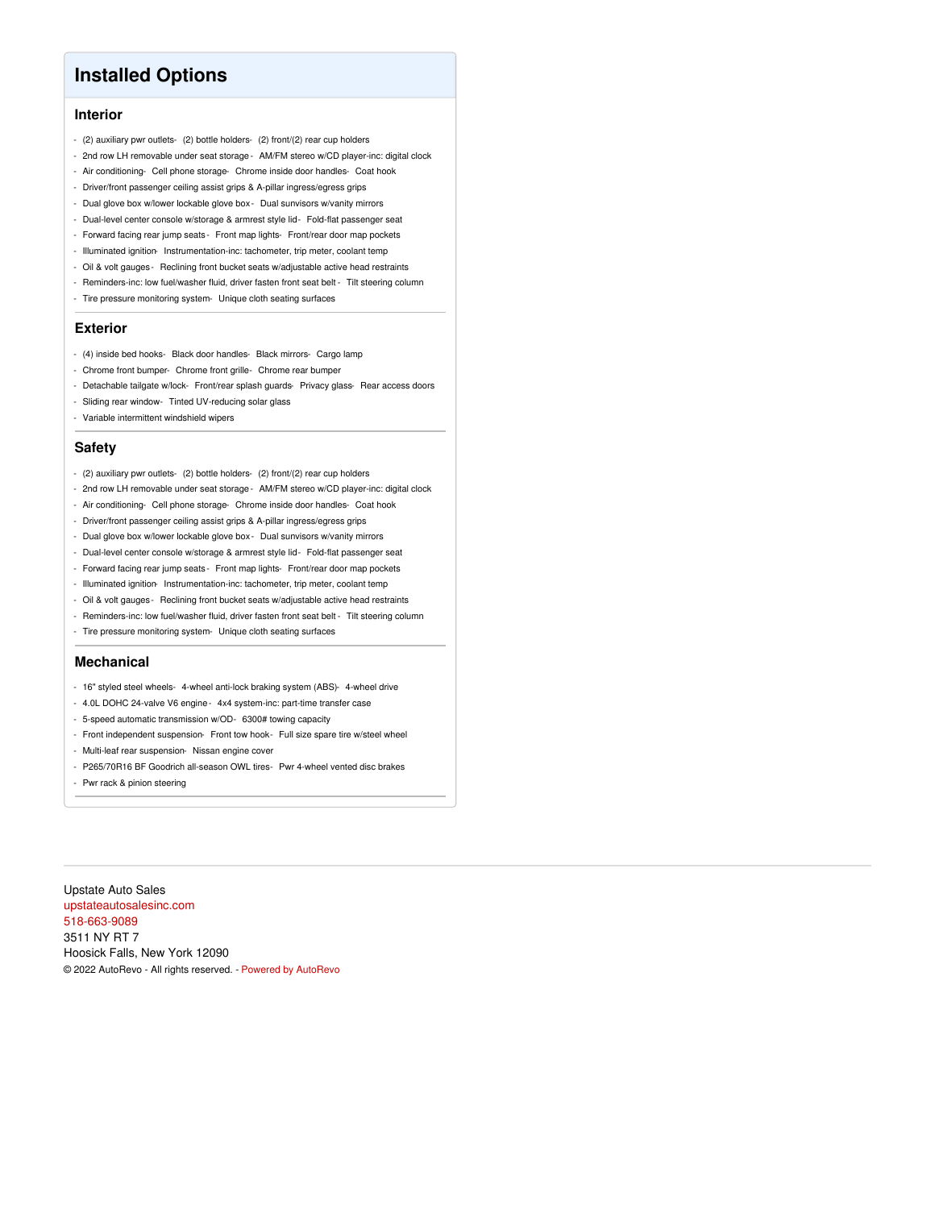# Installed Options

## Interior

- (2) auxiliary pwr outlets- (2) bottle holders- (2) front/(2) rear cup holders
- 2nd row LH removable under seat storage - AM/FM stereo w/CD player-inc: digital clock
- Air conditioning- Cell phone storage- Chrome inside door handles- Coat hook
- Driver/front passenger ceiling assist grips & A-pillar ingress/egress grips
- Dual glove box w/lower lockable glove box - Dual sunvisors w/vanity mirrors
- Dual-level center console w/storage & armrest style lid - Fold-flat passenger seat
- Forward facing rear jump seats - Front map lights- Front/rear door map pockets
- Illuminated ignition- Instrumentation-inc: tachometer, trip meter, coolant temp
- Oil & volt gauges - Reclining front bucket seats w/adjustable active head restraints
- Reminders-inc: low fuel/washer fluid, driver fasten front seat belt - Tilt steering column
- Tire pressure monitoring system- Unique cloth seating surfaces

## Exterior

- (4) inside bed hooks- Black door handles- Black mirrors- Cargo lamp
- Chrome front bumper- Chrome front grille- Chrome rear bumper
- Detachable tailgate w/lock- Front/rear splash guards- Privacy glass- Rear access doors
- Sliding rear window- Tinted UV-reducing solar glass
- Variable intermittent windshield wipers

## Safety

- (2) auxiliary pwr outlets- (2) bottle holders- (2) front/(2) rear cup holders
- 2nd row LH removable under seat storage - AM/FM stereo w/CD player-inc: digital clock
- Air conditioning- Cell phone storage- Chrome inside door handles- Coat hook
- Driver/front passenger ceiling assist grips & A-pillar ingress/egress grips
- Dual glove box w/lower lockable glove box - Dual sunvisors w/vanity mirrors
- Dual-level center console w/storage & armrest style lid - Fold-flat passenger seat
- Forward facing rear jump seats - Front map lights- Front/rear door map pockets
- Illuminated ignition- Instrumentation-inc: tachometer, trip meter, coolant temp
- Oil & volt gauges - Reclining front bucket seats w/adjustable active head restraints
- Reminders-inc: low fuel/washer fluid, driver fasten front seat belt - Tilt steering column
- Tire pressure monitoring system- Unique cloth seating surfaces

## Mechanical

- 16" styled steel wheels- 4-wheel anti-lock braking system (ABS)- 4-wheel drive
- 4.0L DOHC 24-valve V6 engine - 4x4 system-inc: part-time transfer case
- 5-speed automatic transmission w/OD- 6300# towing capacity
- Front independent suspension- Front tow hook- Full size spare tire w/steel wheel
- Multi-leaf rear suspension- Nissan engine cover
- P265/70R16 BF Goodrich all-season OWL tires- Pwr 4-wheel vented disc brakes
- Pwr rack & pinion steering

---

Upstate Auto Sales
upstateautosalesinc.com
518-663-9089
3511 NY RT 7
Hoosick Falls, New York 12090
© 2022 AutoRevo - All rights reserved. - Powered by AutoRevo